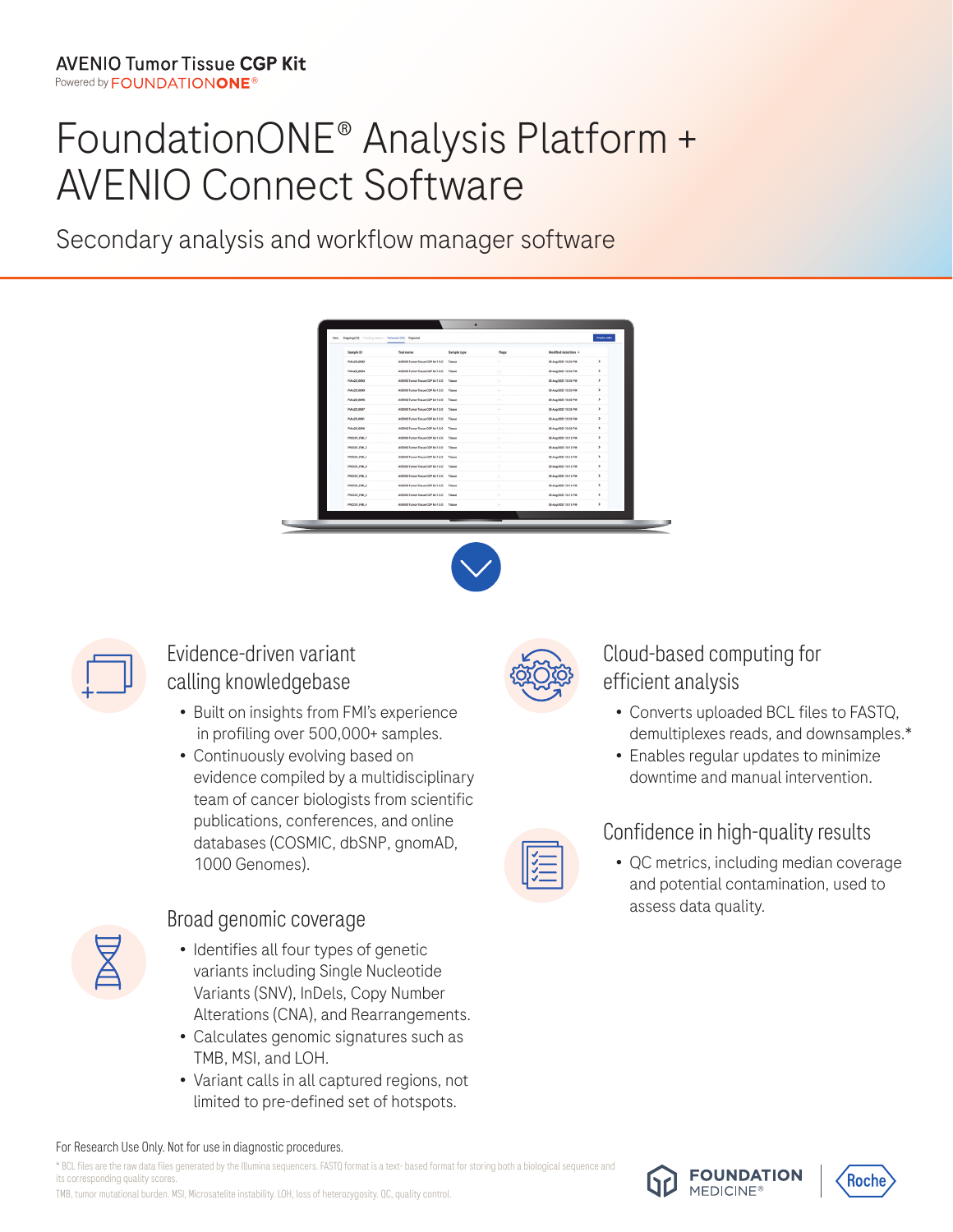AVENIO Tumor Tissue **CGP Kit**
Powered by FOUNDATION**ONE**®

# FoundationONE® Analysis Platform + AVENIO Connect Software

Secondary analysis and workflow manager software

## Evidence-driven variant calling knowledgebase

- Built on insights from FMI's experience in profiling over 500,000+ samples.
- Continuously evolving based on evidence compiled by a multidisciplinary team of cancer biologists from scientific publications, conferences, and online databases (COSMIC, dbSNP, gnomAD, 1000 Genomes).

## Broad genomic coverage

- Identifies all four types of genetic variants including Single Nucleotide Variants (SNV), InDels, Copy Number Alterations (CNA), and Rearrangements.
- Calculates genomic signatures such as TMB, MSI, and LOH.
- Variant calls in all captured regions, not limited to pre-defined set of hotspots.

## Cloud-based computing for efficient analysis

- Converts uploaded BCL files to FASTQ, demultiplexes reads, and downsamples.*
- Enables regular updates to minimize downtime and manual intervention.

## Confidence in high-quality results

- QC metrics, including median coverage and potential contamination, used to assess data quality.

For Research Use Only. Not for use in diagnostic procedures.

* BCL files are the raw data files generated by the Illumina sequencers. FASTQ format is a text- based format for storing both a biological sequence and its corresponding quality scores.

TMB, tumor mutational burden. MSI, Microsatellite instability. LOH, loss of heterozygosity. QC, quality control.

FOUNDATION MEDICINE® | Roche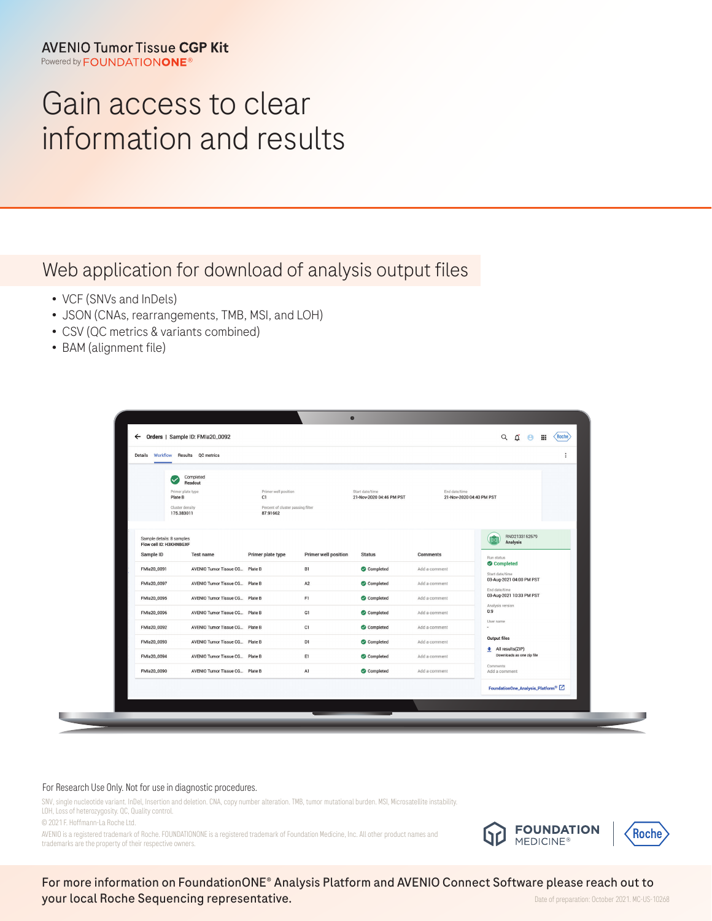AVENIO Tumor Tissue **CGP Kit**
Powered by FOUNDATIONONE®

# Gain access to clear information and results

## Web application for download of analysis output files

- VCF (SNVs and InDels)
- JSON (CNAs, rearrangements, TMB, MSI, and LOH)
- CSV (QC metrics & variants combined)
- BAM (alignment file)

For Research Use Only. Not for use in diagnostic procedures.

SNV, single nucleotide variant. InDel, Insertion and deletion. CNA, copy number alteration. TMB, tumor mutational burden. MSI, Microsatellite instability. LOH, Loss of heterozygosity. QC, Quality control.

© 2021 F. Hoffmann-La Roche Ltd.

AVENIO is a registered trademark of Roche. FOUNDATIONONE is a registered trademark of Foundation Medicine, Inc. All other product names and trademarks are the property of their respective owners.

**For more information on FoundationONE® Analysis Platform and AVENIO Connect Software please reach out to your local Roche Sequencing representative.**

Date of preparation: October 2021. MC-US-10268